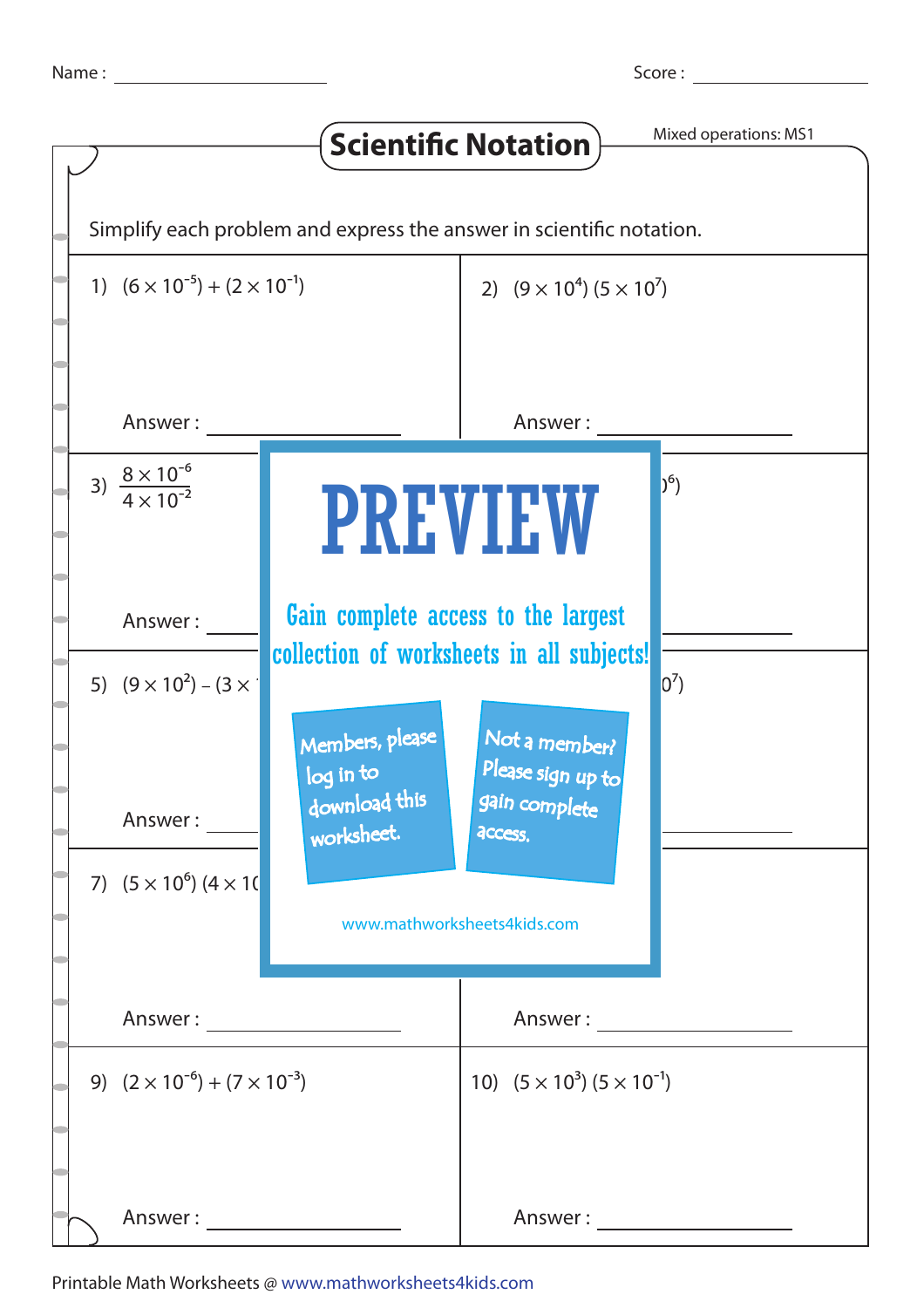Name : ____________ Score : ____________

# Scientific Notation

Mixed operations: MS1

Simplify each problem and express the answer in scientific notation.

1) $(6 \times 10^{-5}) + (2 \times 10^{-1})$

Answer : ____________

2) $(9 \times 10^{4})\ (5 \times 10^{7})$

Answer : ____________

3) $\dfrac{8 \times 10^{-6}}{4 \times 10^{-2}}$

Answer : ____________

4) ...$)^{6})$

Answer : ____________

5) $(9 \times 10^{2}) - (3 \times$ ...

Answer : ____________

6) ...$0^{7})$

Answer : ____________

7) $(5 \times 10^{6})\ (4 \times 1$...

Answer : ____________

8)

Answer : ____________

9) $(2 \times 10^{-6}) + (7 \times 10^{-3})$

Answer : ____________

10) $(5 \times 10^{3})\ (5 \times 10^{-1})$

Answer : ____________

PREVIEW

Gain complete access to the largest collection of worksheets in all subjects!

Members, please log in to download this worksheet.

Not a member? Please sign up to gain complete access.

www.mathworksheets4kids.com

Printable Math Worksheets @ www.mathworksheets4kids.com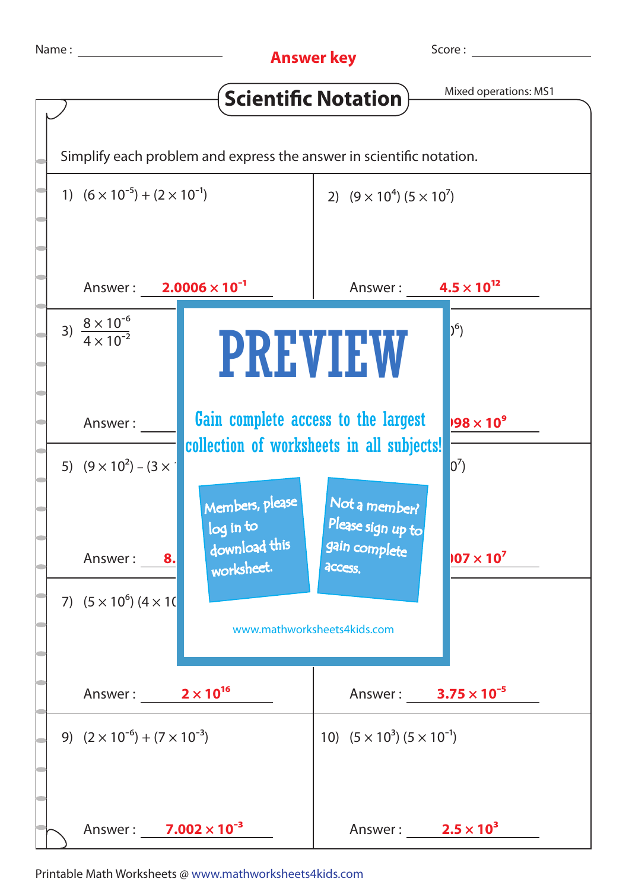Name : ____________ **Answer key** Score : ____________

# Scientific Notation

Mixed operations: MS1

Simplify each problem and express the answer in scientific notation.

1) $(6 \times 10^{-5}) + (2 \times 10^{-1})$

Answer : $\mathbf{2.0006 \times 10^{-1}}$

2) $(9 \times 10^{4})\,(5 \times 10^{7})$

Answer : $\mathbf{4.5 \times 10^{12}}$

3) $\dfrac{8 \times 10^{-6}}{4 \times 10^{-2}}$

Answer :

4) )$^{6}$)

Answer : $\mathbf{)98 \times 10^{9}}$

5) $(9 \times 10^{2}) - (3 \times$

Answer : **8.**

6) 0$^{7}$)

Answer : $\mathbf{)07 \times 10^{7}}$

7) $(5 \times 10^{6})\,(4 \times 1($

Answer : $\mathbf{2 \times 10^{16}}$

8)

Answer : $\mathbf{3.75 \times 10^{-5}}$

9) $(2 \times 10^{-6}) + (7 \times 10^{-3})$

Answer : $\mathbf{7.002 \times 10^{-3}}$

10) $(5 \times 10^{3})\,(5 \times 10^{-1})$

Answer : $\mathbf{2.5 \times 10^{3}}$

PREVIEW

Gain complete access to the largest collection of worksheets in all subjects!

Members, please log in to download this worksheet.

Not a member? Please sign up to gain complete access.

www.mathworksheets4kids.com

Printable Math Worksheets @ www.mathworksheets4kids.com